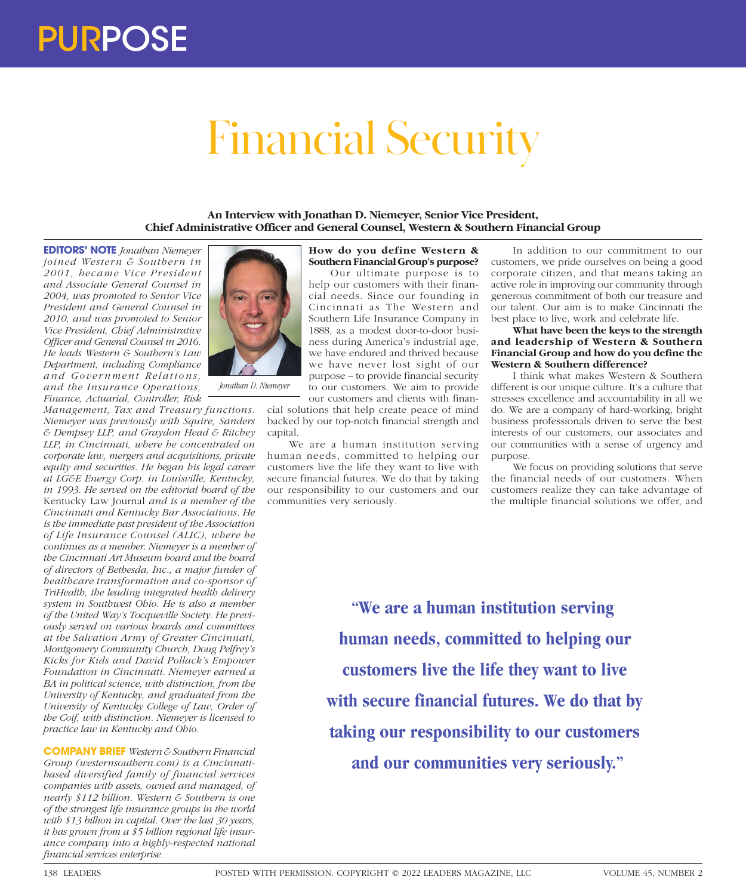# PURPOSE

# Financial Security

**An Interview with Jonathan D. Niemeyer, Senior Vice President, Chief Administrative Officer and General Counsel, Western & Southern Financial Group**

**EDITORS' NOTE** *Jonathan Niemeyer joined Western & Southern in 2001, became Vice President and Associate General Counsel in 2004, was promoted to Senior Vice President and General Counsel in 2010, and was promoted to Senior Vice President, Chief Administrative Officer and General Counsel in 2016. He leads Western & Southern's Law Department, including Compliance and Government Relations, and the Insurance Operations, Finance, Actuarial, Controller, Risk Management, Tax and Treasury functions. Niemeyer was previously with Squire, Sanders & Dempsey LLP, and Graydon Head & Ritchey LLP, in Cincinnati, where he concentrated on corporate law, mergers and acquisitions, private equity and securities. He began his legal career at LG&E Energy Corp. in Louisville, Kentucky, in 1993. He served on the editorial board of the* Kentucky Law Journal *and is a member of the Cincinnati and Kentucky Bar Associations. He is the immediate past president of the Association of Life Insurance Counsel (ALIC), where he continues as a member. Niemeyer is a member of the Cincinnati Art Museum board and the board of directors of Bethesda, Inc., a major funder of healthcare transformation and co-sponsor of TriHealth, the leading integrated health delivery system in Southwest Ohio. He is also a member of the United Way's Tocqueville Society. He previously served on various boards and committees at the Salvation Army of Greater Cincinnati, Montgomery Community Church, Doug Pelfrey's Kicks for Kids and David Pollack's Empower Foundation in Cincinnati. Niemeyer earned a BA in political science, with distinction, from the University of Kentucky, and graduated from the University of Kentucky College of Law, Order of the Coif, with distinction. Niemeyer is licensed to practice law in Kentucky and Ohio.*

*Jonathan D. Niemeyer*

**COMPANY BRIEF** *Western & Southern Financial Group (westernsouthern.com) is a Cincinnati-based diversified family of financial services companies with assets, owned and managed, of nearly $112 billion. Western & Southern is one of the strongest life insurance groups in the world with $13 billion in capital. Over the last 30 years, it has grown from a $5 billion regional life insurance company into a highly-respected national financial services enterprise.*

**How do you define Western & Southern Financial Group's purpose?**

Our ultimate purpose is to help our customers with their financial needs. Since our founding in Cincinnati as The Western and Southern Life Insurance Company in 1888, as a modest door-to-door business during America's industrial age, we have endured and thrived because we have never lost sight of our purpose – to provide financial security to our customers. We aim to provide our customers and clients with financial solutions that help create peace of mind backed by our top-notch financial strength and capital.

We are a human institution serving human needs, committed to helping our customers live the life they want to live with secure financial futures. We do that by taking our responsibility to our customers and our communities very seriously.

In addition to our commitment to our customers, we pride ourselves on being a good corporate citizen, and that means taking an active role in improving our community through generous commitment of both our treasure and our talent. Our aim is to make Cincinnati the best place to live, work and celebrate life.

**What have been the keys to the strength and leadership of Western & Southern Financial Group and how do you define the Western & Southern difference?**

I think what makes Western & Southern different is our unique culture. It's a culture that stresses excellence and accountability in all we do. We are a company of hard-working, bright business professionals driven to serve the best interests of our customers, our associates and our communities with a sense of urgency and purpose.

We focus on providing solutions that serve the financial needs of our customers. When customers realize they can take advantage of the multiple financial solutions we offer, and

**"We are a human institution serving human needs, committed to helping our customers live the life they want to live with secure financial futures. We do that by taking our responsibility to our customers and our communities very seriously."**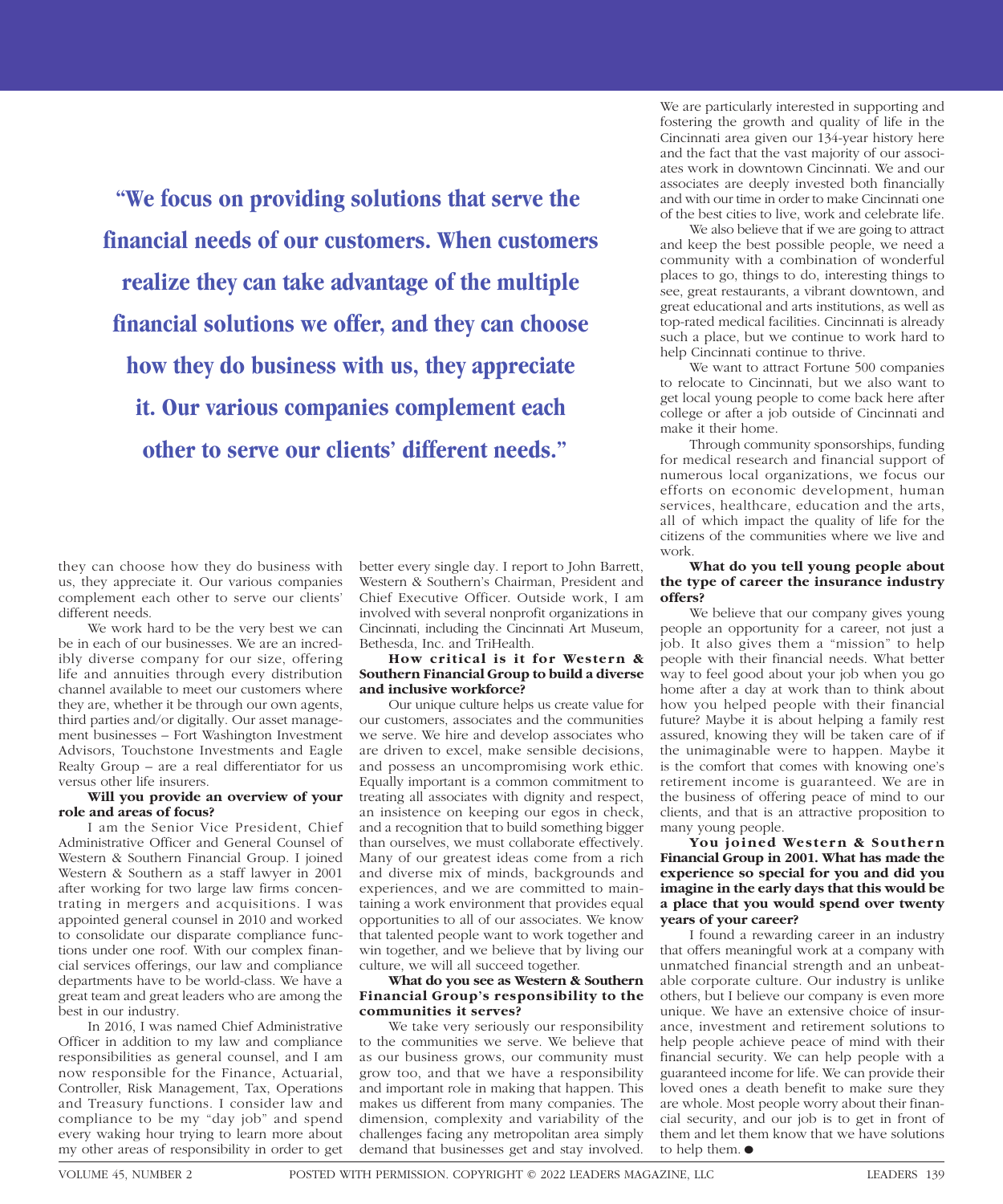> **"We focus on providing solutions that serve the financial needs of our customers. When customers realize they can take advantage of the multiple financial solutions we offer, and they can choose how they do business with us, they appreciate it. Our various companies complement each other to serve our clients' different needs."**

they can choose how they do business with us, they appreciate it. Our various companies complement each other to serve our clients' different needs.

We work hard to be the very best we can be in each of our businesses. We are an incredibly diverse company for our size, offering life and annuities through every distribution channel available to meet our customers where they are, whether it be through our own agents, third parties and/or digitally. Our asset management businesses – Fort Washington Investment Advisors, Touchstone Investments and Eagle Realty Group – are a real differentiator for us versus other life insurers.

**Will you provide an overview of your role and areas of focus?**

I am the Senior Vice President, Chief Administrative Officer and General Counsel of Western & Southern Financial Group. I joined Western & Southern as a staff lawyer in 2001 after working for two large law firms concentrating in mergers and acquisitions. I was appointed general counsel in 2010 and worked to consolidate our disparate compliance functions under one roof. With our complex financial services offerings, our law and compliance departments have to be world-class. We have a great team and great leaders who are among the best in our industry.

In 2016, I was named Chief Administrative Officer in addition to my law and compliance responsibilities as general counsel, and I am now responsible for the Finance, Actuarial, Controller, Risk Management, Tax, Operations and Treasury functions. I consider law and compliance to be my "day job" and spend every waking hour trying to learn more about my other areas of responsibility in order to get better every single day. I report to John Barrett, Western & Southern's Chairman, President and Chief Executive Officer. Outside work, I am involved with several nonprofit organizations in Cincinnati, including the Cincinnati Art Museum, Bethesda, Inc. and TriHealth.

**How critical is it for Western & Southern Financial Group to build a diverse and inclusive workforce?**

Our unique culture helps us create value for our customers, associates and the communities we serve. We hire and develop associates who are driven to excel, make sensible decisions, and possess an uncompromising work ethic. Equally important is a common commitment to treating all associates with dignity and respect, an insistence on keeping our egos in check, and a recognition that to build something bigger than ourselves, we must collaborate effectively. Many of our greatest ideas come from a rich and diverse mix of minds, backgrounds and experiences, and we are committed to maintaining a work environment that provides equal opportunities to all of our associates. We know that talented people want to work together and win together, and we believe that by living our culture, we will all succeed together.

**What do you see as Western & Southern Financial Group's responsibility to the communities it serves?**

We take very seriously our responsibility to the communities we serve. We believe that as our business grows, our community must grow too, and that we have a responsibility and important role in making that happen. This makes us different from many companies. The dimension, complexity and variability of the challenges facing any metropolitan area simply demand that businesses get and stay involved. We are particularly interested in supporting and fostering the growth and quality of life in the Cincinnati area given our 134-year history here and the fact that the vast majority of our associates work in downtown Cincinnati. We and our associates are deeply invested both financially and with our time in order to make Cincinnati one of the best cities to live, work and celebrate life.

We also believe that if we are going to attract and keep the best possible people, we need a community with a combination of wonderful places to go, things to do, interesting things to see, great restaurants, a vibrant downtown, and great educational and arts institutions, as well as top-rated medical facilities. Cincinnati is already such a place, but we continue to work hard to help Cincinnati continue to thrive.

We want to attract Fortune 500 companies to relocate to Cincinnati, but we also want to get local young people to come back here after college or after a job outside of Cincinnati and make it their home.

Through community sponsorships, funding for medical research and financial support of numerous local organizations, we focus our efforts on economic development, human services, healthcare, education and the arts, all of which impact the quality of life for the citizens of the communities where we live and work.

**What do you tell young people about the type of career the insurance industry offers?**

We believe that our company gives young people an opportunity for a career, not just a job. It also gives them a "mission" to help people with their financial needs. What better way to feel good about your job when you go home after a day at work than to think about how you helped people with their financial future? Maybe it is about helping a family rest assured, knowing they will be taken care of if the unimaginable were to happen. Maybe it is the comfort that comes with knowing one's retirement income is guaranteed. We are in the business of offering peace of mind to our clients, and that is an attractive proposition to many young people.

**You joined Western & Southern Financial Group in 2001. What has made the experience so special for you and did you imagine in the early days that this would be a place that you would spend over twenty years of your career?**

I found a rewarding career in an industry that offers meaningful work at a company with unmatched financial strength and an unbeatable corporate culture. Our industry is unlike others, but I believe our company is even more unique. We have an extensive choice of insurance, investment and retirement solutions to help people achieve peace of mind with their financial security. We can help people with a guaranteed income for life. We can provide their loved ones a death benefit to make sure they are whole. Most people worry about their financial security, and our job is to get in front of them and let them know that we have solutions to help them. ●

POSTED WITH PERMISSION. COPYRIGHT © 2022 LEADERS MAGAZINE, LLC